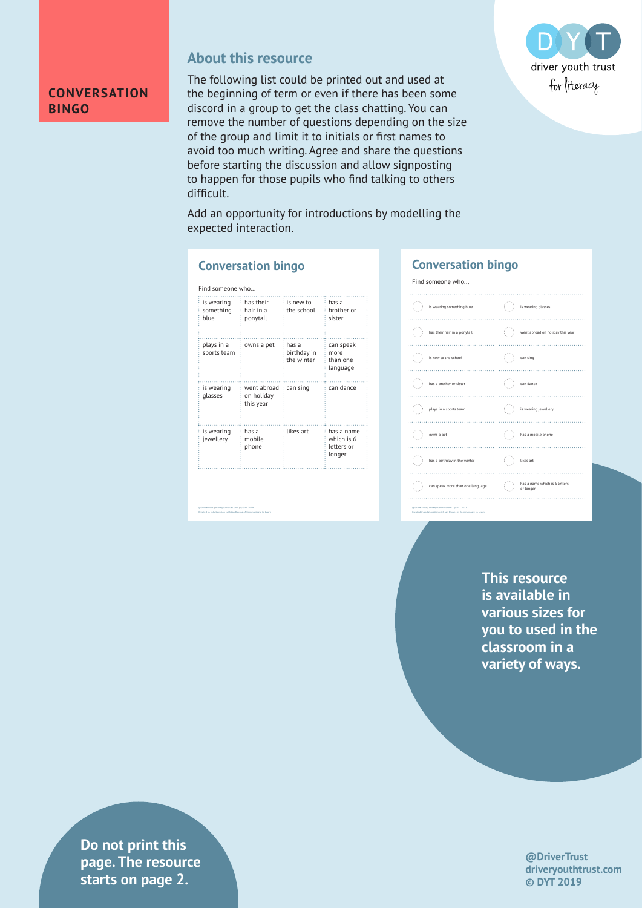**CONVERSATION BINGO**

driver youth trust
for literacy

## About this resource

The following list could be printed out and used at the beginning of term or even if there has been some discord in a group to get the class chatting. You can remove the number of questions depending on the size of the group and limit it to initials or first names to avoid too much writing. Agree and share the questions before starting the discussion and allow signposting to happen for those pupils who find talking to others difficult.

Add an opportunity for introductions by modelling the expected interaction.

### Conversation bingo

Find someone who...

| | | | |
|---|---|---|---|
| is wearing something blue | has their hair in a ponytail | is new to the school | has a brother or sister |
| plays in a sports team | owns a pet | has a birthday in the winter | can speak more than one language |
| is wearing glasses | went abroad on holiday this year | can sing | can dance |
| is wearing jewellery | has a mobile phone | likes art | has a name which is 6 letters or longer |

### Conversation bingo

Find someone who...

| | |
|---|---|
| is wearing something blue | is wearing glasses |
| has their hair in a ponytail | went abroad on holiday this year |
| is new to the school | can sing |
| has a brother or sister | can dance |
| plays in a sports team | is wearing jewellery |
| owns a pet | has a mobile phone |
| has a birthday in the winter | likes art |
| can speak more than one language | has a name which is 6 letters or longer |

**This resource is available in various sizes for you to used in the classroom in a variety of ways.**

**Do not print this page. The resource starts on page 2.**

**@DriverTrust**
**driveryouthtrust.com**
**© DYT 2019**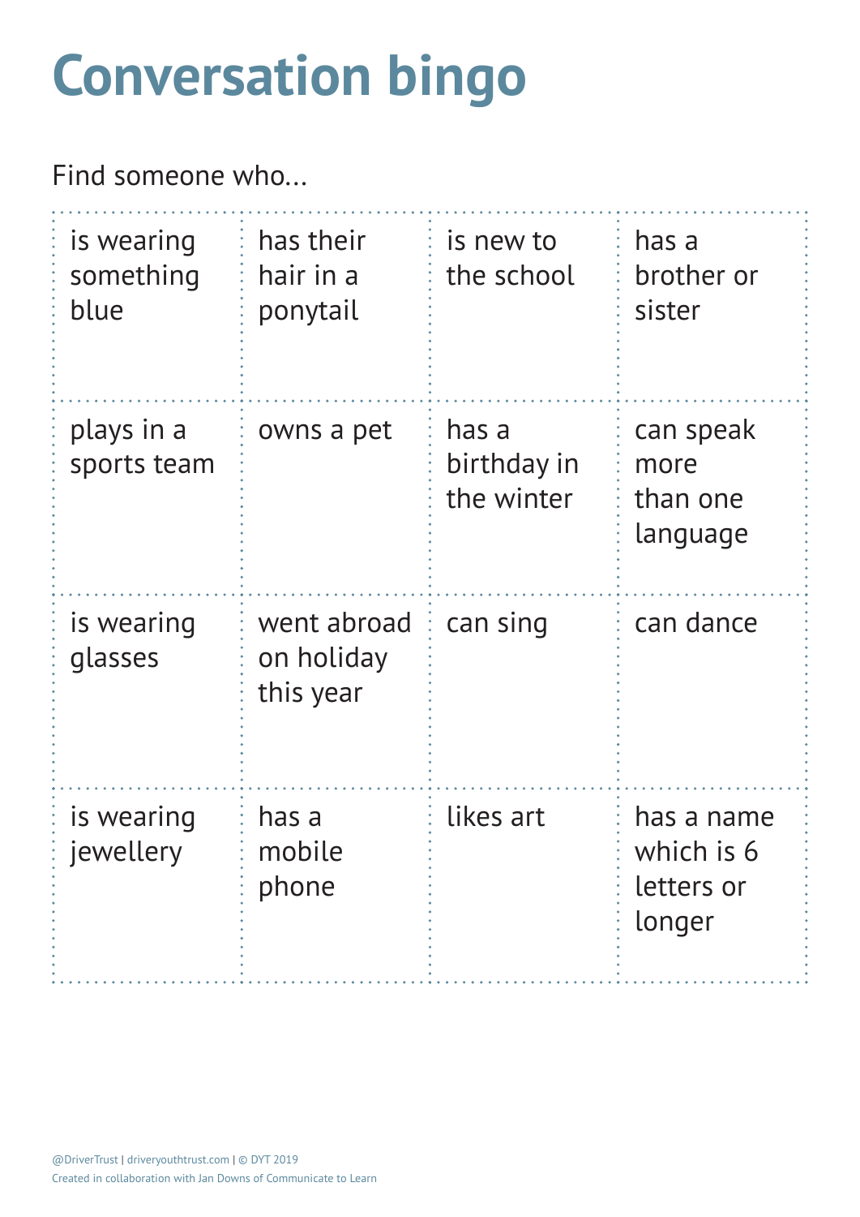# Conversation bingo

Find someone who...

| | | | |
|---|---|---|---|
| is wearing something blue | has their hair in a ponytail | is new to the school | has a brother or sister |
| plays in a sports team | owns a pet | has a birthday in the winter | can speak more than one language |
| is wearing glasses | went abroad on holiday this year | can sing | can dance |
| is wearing jewellery | has a mobile phone | likes art | has a name which is 6 letters or longer |

@DriverTrust | driveryouthtrust.com | © DYT 2019
Created in collaboration with Jan Downs of Communicate to Learn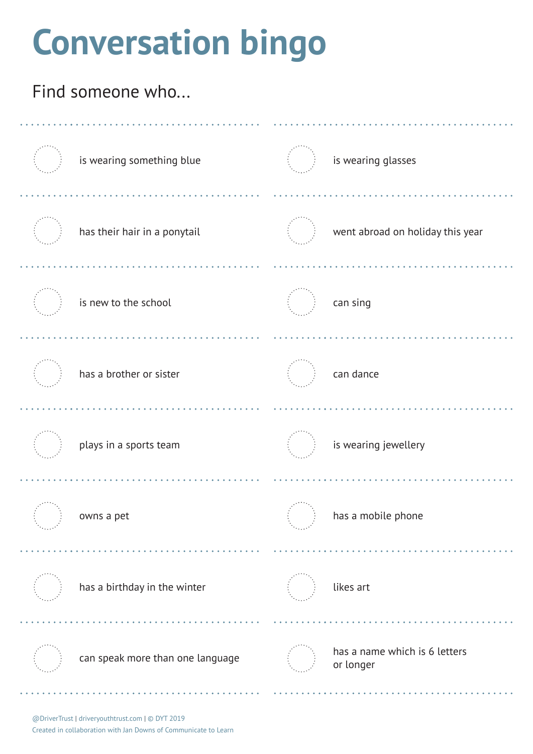# Conversation bingo

Find someone who...

- is wearing something blue
- is wearing glasses
- has their hair in a ponytail
- went abroad on holiday this year
- is new to the school
- can sing
- has a brother or sister
- can dance
- plays in a sports team
- is wearing jewellery
- owns a pet
- has a mobile phone
- has a birthday in the winter
- likes art
- can speak more than one language
- has a name which is 6 letters or longer

@DriverTrust | driveryouthtrust.com | © DYT 2019
Created in collaboration with Jan Downs of Communicate to Learn